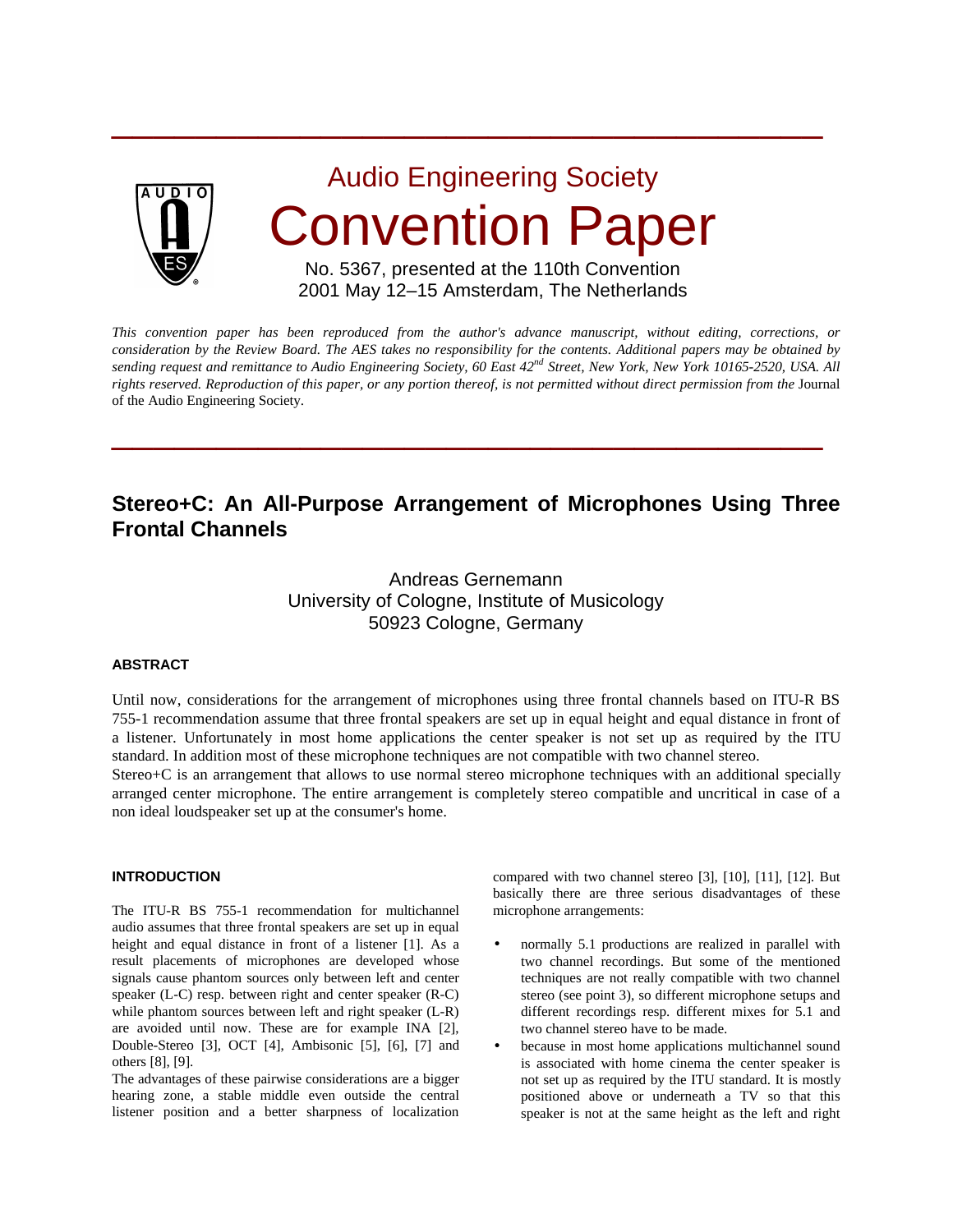# Audio Engineering Society

# Convention Paper

No. 5367, presented at the 110th Convention
2001 May 12–15 Amsterdam, The Netherlands

*This convention paper has been reproduced from the author's advance manuscript, without editing, corrections, or consideration by the Review Board. The AES takes no responsibility for the contents. Additional papers may be obtained by sending request and remittance to Audio Engineering Society, 60 East 42nd Street, New York, New York 10165-2520, USA. All rights reserved. Reproduction of this paper, or any portion thereof, is not permitted without direct permission from the* Journal of the Audio Engineering Society.

## Stereo+C: An All-Purpose Arrangement of Microphones Using Three Frontal Channels

Andreas Gernemann
University of Cologne, Institute of Musicology
50923 Cologne, Germany

### ABSTRACT

Until now, considerations for the arrangement of microphones using three frontal channels based on ITU-R BS 755-1 recommendation assume that three frontal speakers are set up in equal height and equal distance in front of a listener. Unfortunately in most home applications the center speaker is not set up as required by the ITU standard. In addition most of these microphone techniques are not compatible with two channel stereo.
Stereo+C is an arrangement that allows to use normal stereo microphone techniques with an additional specially arranged center microphone. The entire arrangement is completely stereo compatible and uncritical in case of a non ideal loudspeaker set up at the consumer's home.

### INTRODUCTION

The ITU-R BS 755-1 recommendation for multichannel audio assumes that three frontal speakers are set up in equal height and equal distance in front of a listener [1]. As a result placements of microphones are developed whose signals cause phantom sources only between left and center speaker (L-C) resp. between right and center speaker (R-C) while phantom sources between left and right speaker (L-R) are avoided until now. These are for example INA [2], Double-Stereo [3], OCT [4], Ambisonic [5], [6], [7] and others [8], [9].
The advantages of these pairwise considerations are a bigger hearing zone, a stable middle even outside the central listener position and a better sharpness of localization compared with two channel stereo [3], [10], [11], [12]. But basically there are three serious disadvantages of these microphone arrangements:

- normally 5.1 productions are realized in parallel with two channel recordings. But some of the mentioned techniques are not really compatible with two channel stereo (see point 3), so different microphone setups and different recordings resp. different mixes for 5.1 and two channel stereo have to be made.
- because in most home applications multichannel sound is associated with home cinema the center speaker is not set up as required by the ITU standard. It is mostly positioned above or underneath a TV so that this speaker is not at the same height as the left and right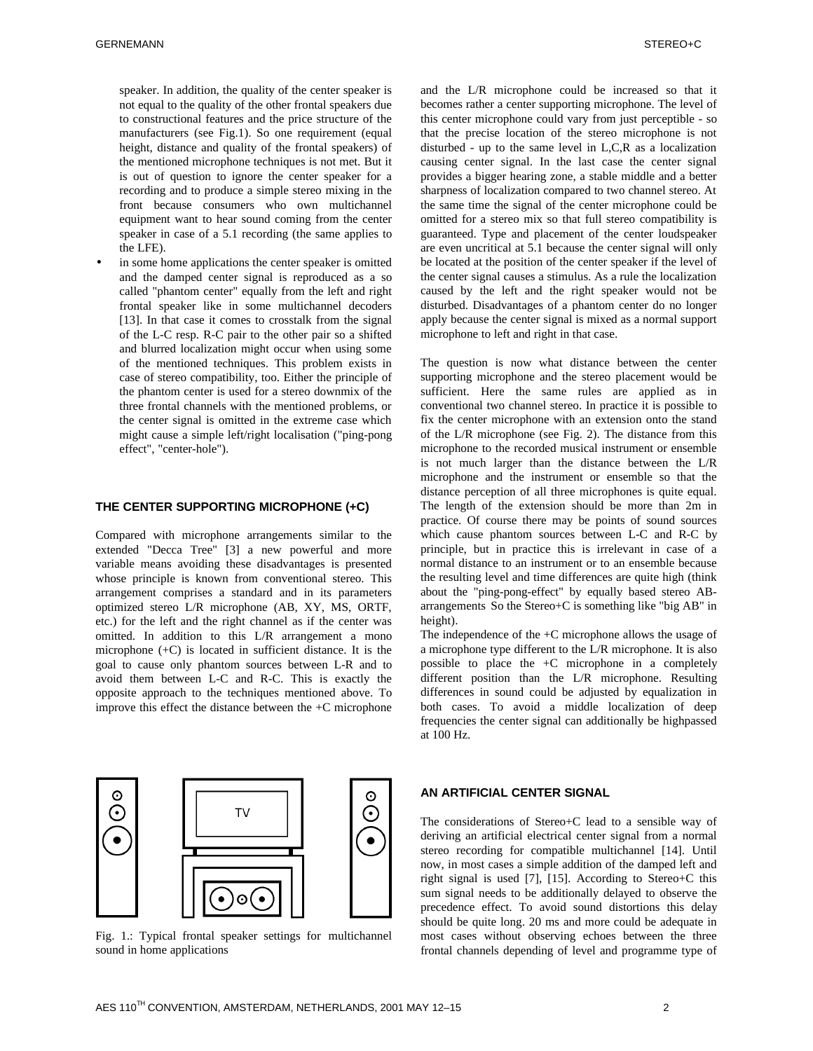speaker. In addition, the quality of the center speaker is not equal to the quality of the other frontal speakers due to constructional features and the price structure of the manufacturers (see Fig.1). So one requirement (equal height, distance and quality of the frontal speakers) of the mentioned microphone techniques is not met. But it is out of question to ignore the center speaker for a recording and to produce a simple stereo mixing in the front because consumers who own multichannel equipment want to hear sound coming from the center speaker in case of a 5.1 recording (the same applies to the LFE).

- in some home applications the center speaker is omitted and the damped center signal is reproduced as a so called "phantom center" equally from the left and right frontal speaker like in some multichannel decoders [13]. In that case it comes to crosstalk from the signal of the L-C resp. R-C pair to the other pair so a shifted and blurred localization might occur when using some of the mentioned techniques. This problem exists in case of stereo compatibility, too. Either the principle of the phantom center is used for a stereo downmix of the three frontal channels with the mentioned problems, or the center signal is omitted in the extreme case which might cause a simple left/right localisation ("ping-pong effect", "center-hole").

## THE CENTER SUPPORTING MICROPHONE (+C)

Compared with microphone arrangements similar to the extended "Decca Tree" [3] a new powerful and more variable means avoiding these disadvantages is presented whose principle is known from conventional stereo. This arrangement comprises a standard and in its parameters optimized stereo L/R microphone (AB, XY, MS, ORTF, etc.) for the left and the right channel as if the center was omitted. In addition to this L/R arrangement a mono microphone (+C) is located in sufficient distance. It is the goal to cause only phantom sources between L-R and to avoid them between L-C and R-C. This is exactly the opposite approach to the techniques mentioned above. To improve this effect the distance between the +C microphone and the L/R microphone could be increased so that it becomes rather a center supporting microphone. The level of this center microphone could vary from just perceptible - so that the precise location of the stereo microphone is not disturbed - up to the same level in L,C,R as a localization causing center signal. In the last case the center signal provides a bigger hearing zone, a stable middle and a better sharpness of localization compared to two channel stereo. At the same time the signal of the center microphone could be omitted for a stereo mix so that full stereo compatibility is guaranteed. Type and placement of the center loudspeaker are even uncritical at 5.1 because the center signal will only be located at the position of the center speaker if the level of the center signal causes a stimulus. As a rule the localization caused by the left and the right speaker would not be disturbed. Disadvantages of a phantom center do no longer apply because the center signal is mixed as a normal support microphone to left and right in that case.

The question is now what distance between the center supporting microphone and the stereo placement would be sufficient. Here the same rules are applied as in conventional two channel stereo. In practice it is possible to fix the center microphone with an extension onto the stand of the L/R microphone (see Fig. 2). The distance from this microphone to the recorded musical instrument or ensemble is not much larger than the distance between the L/R microphone and the instrument or ensemble so that the distance perception of all three microphones is quite equal. The length of the extension should be more than 2m in practice. Of course there may be points of sound sources which cause phantom sources between L-C and R-C by principle, but in practice this is irrelevant in case of a normal distance to an instrument or to an ensemble because the resulting level and time differences are quite high (think about the "ping-pong-effect" by equally based stereo AB-arrangements So the Stereo+C is something like "big AB" in height).

The independence of the +C microphone allows the usage of a microphone type different to the L/R microphone. It is also possible to place the +C microphone in a completely different position than the L/R microphone. Resulting differences in sound could be adjusted by equalization in both cases. To avoid a middle localization of deep frequencies the center signal can additionally be highpassed at 100 Hz.

Fig. 1.: Typical frontal speaker settings for multichannel sound in home applications

## AN ARTIFICIAL CENTER SIGNAL

The considerations of Stereo+C lead to a sensible way of deriving an artificial electrical center signal from a normal stereo recording for compatible multichannel [14]. Until now, in most cases a simple addition of the damped left and right signal is used [7], [15]. According to Stereo+C this sum signal needs to be additionally delayed to observe the precedence effect. To avoid sound distortions this delay should be quite long. 20 ms and more could be adequate in most cases without observing echoes between the three frontal channels depending of level and programme type of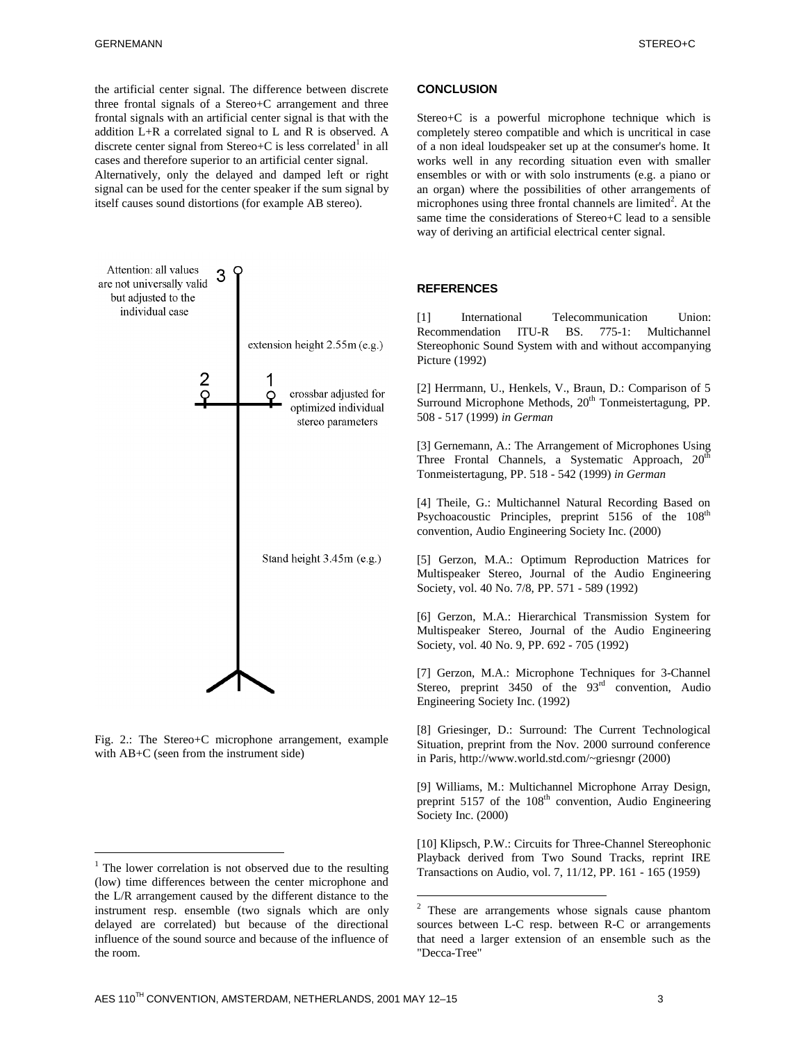the artificial center signal. The difference between discrete three frontal signals of a Stereo+C arrangement and three frontal signals with an artificial center signal is that with the addition L+R a correlated signal to L and R is observed. A discrete center signal from Stereo+C is less correlated[1] in all cases and therefore superior to an artificial center signal.
Alternatively, only the delayed and damped left or right signal can be used for the center speaker if the sum signal by itself causes sound distortions (for example AB stereo).

Attention: all values are not universally valid but adjusted to the individual case

3

extension height 2.55m (e.g.)

2 1

crossbar adjusted for optimized individual stereo parameters

Stand height 3.45m (e.g.)

Fig. 2.: The Stereo+C microphone arrangement, example with AB+C (seen from the instrument side)

[1] The lower correlation is not observed due to the resulting (low) time differences between the center microphone and the L/R arrangement caused by the different distance to the instrument resp. ensemble (two signals which are only delayed are correlated) but because of the directional influence of the sound source and because of the influence of the room.

## CONCLUSION

Stereo+C is a powerful microphone technique which is completely stereo compatible and which is uncritical in case of a non ideal loudspeaker set up at the consumer's home. It works well in any recording situation even with smaller ensembles or with or with solo instruments (e.g. a piano or an organ) where the possibilities of other arrangements of microphones using three frontal channels are limited[2]. At the same time the considerations of Stereo+C lead to a sensible way of deriving an artificial electrical center signal.

## REFERENCES

[1] International Telecommunication Union: Recommendation ITU-R BS. 775-1: Multichannel Stereophonic Sound System with and without accompanying Picture (1992)

[2] Herrmann, U., Henkels, V., Braun, D.: Comparison of 5 Surround Microphone Methods, 20th Tonmeistertagung, PP. 508 - 517 (1999) *in German*

[3] Gernemann, A.: The Arrangement of Microphones Using Three Frontal Channels, a Systematic Approach, 20th Tonmeistertagung, PP. 518 - 542 (1999) *in German*

[4] Theile, G.: Multichannel Natural Recording Based on Psychoacoustic Principles, preprint 5156 of the 108th convention, Audio Engineering Society Inc. (2000)

[5] Gerzon, M.A.: Optimum Reproduction Matrices for Multispeaker Stereo, Journal of the Audio Engineering Society, vol. 40 No. 7/8, PP. 571 - 589 (1992)

[6] Gerzon, M.A.: Hierarchical Transmission System for Multispeaker Stereo, Journal of the Audio Engineering Society, vol. 40 No. 9, PP. 692 - 705 (1992)

[7] Gerzon, M.A.: Microphone Techniques for 3-Channel Stereo, preprint 3450 of the 93rd convention, Audio Engineering Society Inc. (1992)

[8] Griesinger, D.: Surround: The Current Technological Situation, preprint from the Nov. 2000 surround conference in Paris, http://www.world.std.com/~griesngr (2000)

[9] Williams, M.: Multichannel Microphone Array Design, preprint 5157 of the 108th convention, Audio Engineering Society Inc. (2000)

[10] Klipsch, P.W.: Circuits for Three-Channel Stereophonic Playback derived from Two Sound Tracks, reprint IRE Transactions on Audio, vol. 7, 11/12, PP. 161 - 165 (1959)

[2] These are arrangements whose signals cause phantom sources between L-C resp. between R-C or arrangements that need a larger extension of an ensemble such as the "Decca-Tree"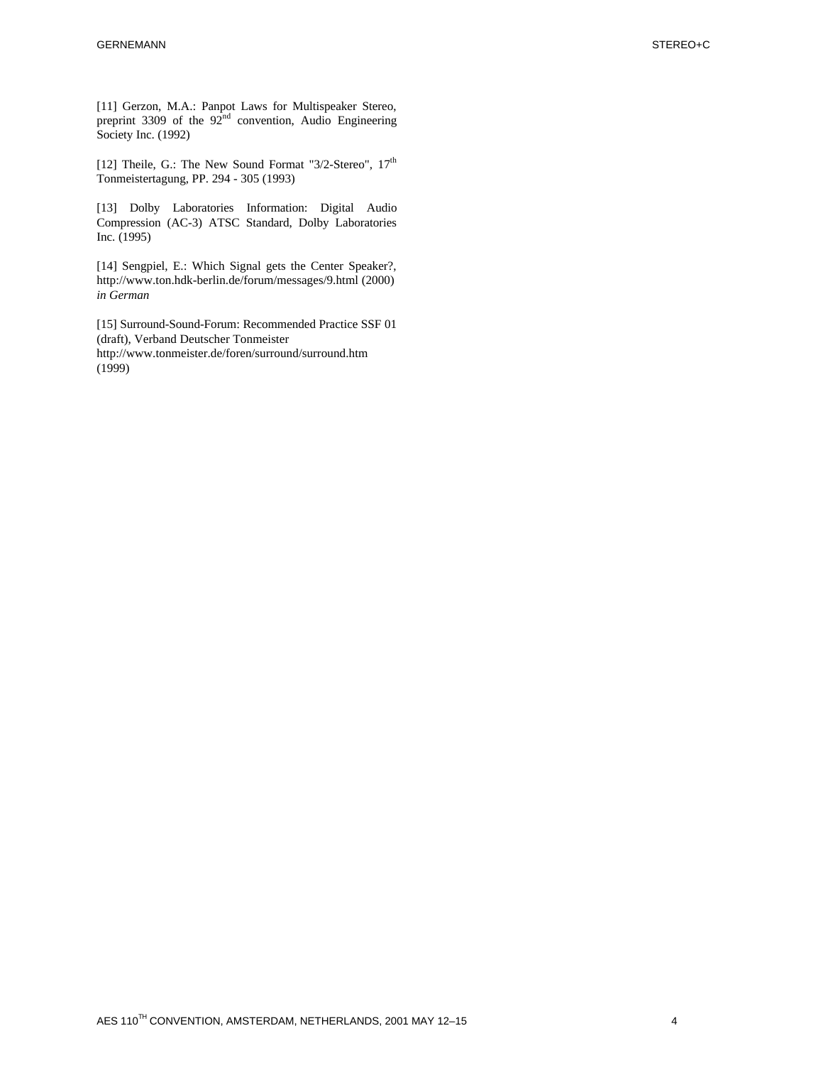[11] Gerzon, M.A.: Panpot Laws for Multispeaker Stereo, preprint 3309 of the 92nd convention, Audio Engineering Society Inc. (1992)

[12] Theile, G.: The New Sound Format "3/2-Stereo", 17th Tonmeistertagung, PP. 294 - 305 (1993)

[13] Dolby Laboratories Information: Digital Audio Compression (AC-3) ATSC Standard, Dolby Laboratories Inc. (1995)

[14] Sengpiel, E.: Which Signal gets the Center Speaker?, http://www.ton.hdk-berlin.de/forum/messages/9.html (2000) *in German*

[15] Surround-Sound-Forum: Recommended Practice SSF 01 (draft), Verband Deutscher Tonmeister http://www.tonmeister.de/foren/surround/surround.htm (1999)